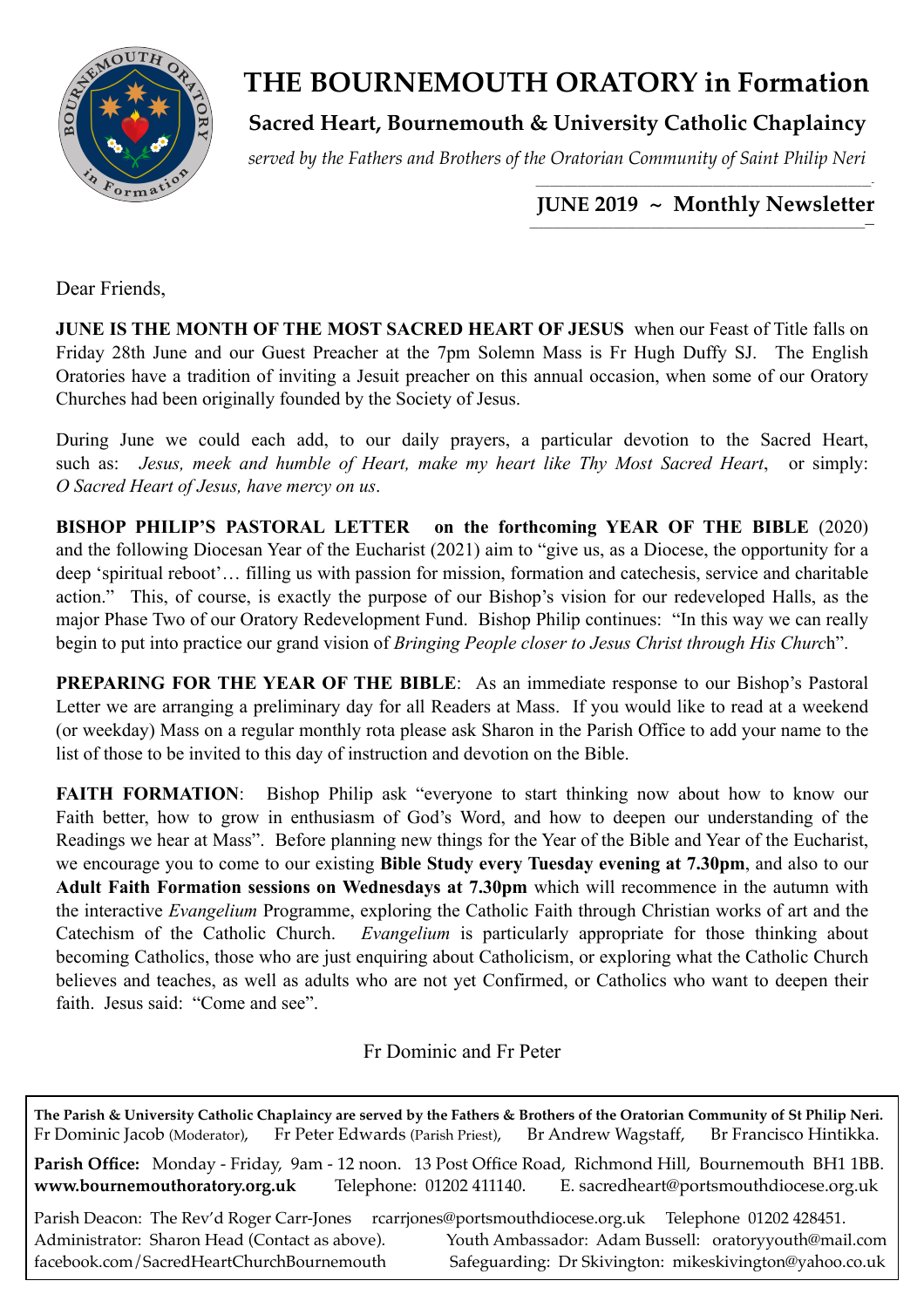# THE BOURNEMOUTH ORATORY in Formation

## Sacred Heart, Bournemouth & University Catholic Chaplaincy

*served by the Fathers and Brothers of the Oratorian Community of Saint Philip Neri*

**JUNE 2019 ~ Monthly Newsletter**

Dear Friends,

**JUNE IS THE MONTH OF THE MOST SACRED HEART OF JESUS** when our Feast of Title falls on Friday 28th June and our Guest Preacher at the 7pm Solemn Mass is Fr Hugh Duffy SJ. The English Oratories have a tradition of inviting a Jesuit preacher on this annual occasion, when some of our Oratory Churches had been originally founded by the Society of Jesus.

During June we could each add, to our daily prayers, a particular devotion to the Sacred Heart, such as: *Jesus, meek and humble of Heart, make my heart like Thy Most Sacred Heart*, or simply: *O Sacred Heart of Jesus, have mercy on us*.

**BISHOP PHILIP'S PASTORAL LETTER on the forthcoming YEAR OF THE BIBLE** (2020) and the following Diocesan Year of the Eucharist (2021) aim to "give us, as a Diocese, the opportunity for a deep 'spiritual reboot'… filling us with passion for mission, formation and catechesis, service and charitable action." This, of course, is exactly the purpose of our Bishop's vision for our redeveloped Halls, as the major Phase Two of our Oratory Redevelopment Fund. Bishop Philip continues: "In this way we can really begin to put into practice our grand vision of *Bringing People closer to Jesus Christ through His Church*".

**PREPARING FOR THE YEAR OF THE BIBLE**: As an immediate response to our Bishop's Pastoral Letter we are arranging a preliminary day for all Readers at Mass. If you would like to read at a weekend (or weekday) Mass on a regular monthly rota please ask Sharon in the Parish Office to add your name to the list of those to be invited to this day of instruction and devotion on the Bible.

**FAITH FORMATION**: Bishop Philip ask "everyone to start thinking now about how to know our Faith better, how to grow in enthusiasm of God's Word, and how to deepen our understanding of the Readings we hear at Mass". Before planning new things for the Year of the Bible and Year of the Eucharist, we encourage you to come to our existing **Bible Study every Tuesday evening at 7.30pm**, and also to our **Adult Faith Formation sessions on Wednesdays at 7.30pm** which will recommence in the autumn with the interactive *Evangelium* Programme, exploring the Catholic Faith through Christian works of art and the Catechism of the Catholic Church. *Evangelium* is particularly appropriate for those thinking about becoming Catholics, those who are just enquiring about Catholicism, or exploring what the Catholic Church believes and teaches, as well as adults who are not yet Confirmed, or Catholics who want to deepen their faith. Jesus said: "Come and see".

Fr Dominic and Fr Peter

---

**The Parish & University Catholic Chaplaincy are served by the Fathers & Brothers of the Oratorian Community of St Philip Neri.**
Fr Dominic Jacob (Moderator), Fr Peter Edwards (Parish Priest), Br Andrew Wagstaff, Br Francisco Hintikka.

**Parish Office:** Monday - Friday, 9am - 12 noon. 13 Post Office Road, Richmond Hill, Bournemouth BH1 1BB.
**www.bournemouthoratory.org.uk** Telephone: 01202 411140. E. sacredheart@portsmouthdiocese.org.uk

Parish Deacon: The Rev'd Roger Carr-Jones rcarrjones@portsmouthdiocese.org.uk Telephone 01202 428451.
Administrator: Sharon Head (Contact as above). Youth Ambassador: Adam Bussell: oratoryyouth@mail.com
facebook.com/SacredHeartChurchBournemouth Safeguarding: Dr Skivington: mikeskivington@yahoo.co.uk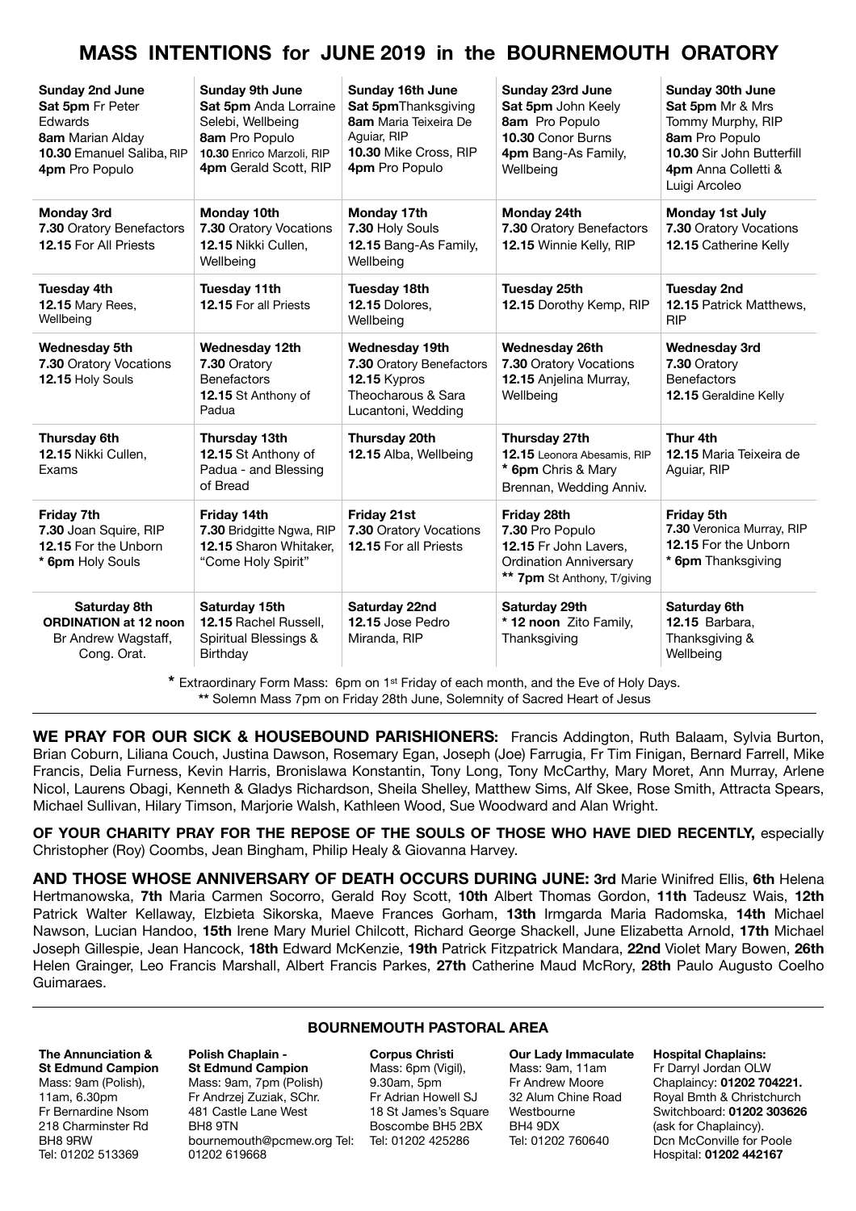# MASS INTENTIONS for JUNE 2019 in the BOURNEMOUTH ORATORY

| | | | | |
|---|---|---|---|---|
| **Sunday 2nd June**<br>**Sat 5pm** Fr Peter Edwards<br>**8am** Marian Alday<br>**10.30** Emanuel Saliba, RIP<br>**4pm** Pro Populo | **Sunday 9th June**<br>**Sat 5pm** Anda Lorraine Selebi, Wellbeing<br>**8am** Pro Populo<br>**10.30** Enrico Marzoli, RIP<br>**4pm** Gerald Scott, RIP | **Sunday 16th June**<br>**Sat 5pm** Thanksgiving<br>**8am** Maria Teixeira De Aguiar, RIP<br>**10.30** Mike Cross, RIP<br>**4pm** Pro Populo | **Sunday 23rd June**<br>**Sat 5pm** John Keely<br>**8am** Pro Populo<br>**10.30** Conor Burns<br>**4pm** Bang-As Family, Wellbeing | **Sunday 30th June**<br>**Sat 5pm** Mr & Mrs Tommy Murphy, RIP<br>**8am** Pro Populo<br>**10.30** Sir John Butterfill<br>**4pm** Anna Colletti & Luigi Arcoleo |
| **Monday 3rd**<br>**7.30** Oratory Benefactors<br>**12.15** For All Priests | **Monday 10th**<br>**7.30** Oratory Vocations<br>**12.15** Nikki Cullen, Wellbeing | **Monday 17th**<br>**7.30** Holy Souls<br>**12.15** Bang-As Family, Wellbeing | **Monday 24th**<br>**7.30** Oratory Benefactors<br>**12.15** Winnie Kelly, RIP | **Monday 1st July**<br>**7.30** Oratory Vocations<br>**12.15** Catherine Kelly |
| **Tuesday 4th**<br>**12.15** Mary Rees, Wellbeing | **Tuesday 11th**<br>**12.15** For all Priests | **Tuesday 18th**<br>**12.15** Dolores, Wellbeing | **Tuesday 25th**<br>**12.15** Dorothy Kemp, RIP | **Tuesday 2nd**<br>**12.15** Patrick Matthews, RIP |
| **Wednesday 5th**<br>**7.30** Oratory Vocations<br>**12.15** Holy Souls | **Wednesday 12th**<br>**7.30** Oratory Benefactors<br>**12.15** St Anthony of Padua | **Wednesday 19th**<br>**7.30** Oratory Benefactors<br>**12.15** Kypros Theocharous & Sara Lucantoni, Wedding | **Wednesday 26th**<br>**7.30** Oratory Vocations<br>**12.15** Anjelina Murray, Wellbeing | **Wednesday 3rd**<br>**7.30** Oratory Benefactors<br>**12.15** Geraldine Kelly |
| **Thursday 6th**<br>**12.15** Nikki Cullen, Exams | **Thursday 13th**<br>**12.15** St Anthony of Padua - and Blessing of Bread | **Thursday 20th**<br>**12.15** Alba, Wellbeing | **Thursday 27th**<br>**12.15** Leonora Abesamis, RIP<br>* **6pm** Chris & Mary Brennan, Wedding Anniv. | **Thur 4th**<br>**12.15** Maria Teixeira de Aguiar, RIP |
| **Friday 7th**<br>**7.30** Joan Squire, RIP<br>**12.15** For the Unborn<br>* **6pm** Holy Souls | **Friday 14th**<br>**7.30** Bridgitte Ngwa, RIP<br>**12.15** Sharon Whitaker, "Come Holy Spirit" | **Friday 21st**<br>**7.30** Oratory Vocations<br>**12.15** For all Priests | **Friday 28th**<br>**7.30** Pro Populo<br>**12.15** Fr John Lavers, Ordination Anniversary<br>** **7pm** St Anthony, T/giving | **Friday 5th**<br>**7.30** Veronica Murray, RIP<br>**12.15** For the Unborn<br>* **6pm** Thanksgiving |
| **Saturday 8th**<br>**ORDINATION at 12 noon**<br>Br Andrew Wagstaff, Cong. Orat. | **Saturday 15th**<br>**12.15** Rachel Russell, Spiritual Blessings & Birthday | **Saturday 22nd**<br>**12.15** Jose Pedro Miranda, RIP | **Saturday 29th**<br>* **12 noon** Zito Family, Thanksgiving | **Saturday 6th**<br>**12.15** Barbara, Thanksgiving & Wellbeing |

* Extraordinary Form Mass: 6pm on 1st Friday of each month, and the Eve of Holy Days.
** Solemn Mass 7pm on Friday 28th June, Solemnity of Sacred Heart of Jesus

**WE PRAY FOR OUR SICK & HOUSEBOUND PARISHIONERS:** Francis Addington, Ruth Balaam, Sylvia Burton, Brian Coburn, Liliana Couch, Justina Dawson, Rosemary Egan, Joseph (Joe) Farrugia, Fr Tim Finigan, Bernard Farrell, Mike Francis, Delia Furness, Kevin Harris, Bronislawa Konstantin, Tony Long, Tony McCarthy, Mary Moret, Ann Murray, Arlene Nicol, Laurens Obagi, Kenneth & Gladys Richardson, Sheila Shelley, Matthew Sims, Alf Skee, Rose Smith, Attracta Spears, Michael Sullivan, Hilary Timson, Marjorie Walsh, Kathleen Wood, Sue Woodward and Alan Wright.

**OF YOUR CHARITY PRAY FOR THE REPOSE OF THE SOULS OF THOSE WHO HAVE DIED RECENTLY,** especially Christopher (Roy) Coombs, Jean Bingham, Philip Healy & Giovanna Harvey.

**AND THOSE WHOSE ANNIVERSARY OF DEATH OCCURS DURING JUNE: 3rd** Marie Winifred Ellis, **6th** Helena Hertmanowska, **7th** Maria Carmen Socorro, Gerald Roy Scott, **10th** Albert Thomas Gordon, **11th** Tadeusz Wais, **12th** Patrick Walter Kellaway, Elzbieta Sikorska, Maeve Frances Gorham, **13th** Irmgarda Maria Radomska, **14th** Michael Nawson, Lucian Handoo, **15th** Irene Mary Muriel Chilcott, Richard George Shackell, June Elizabetta Arnold, **17th** Michael Joseph Gillespie, Jean Hancock, **18th** Edward McKenzie, **19th** Patrick Fitzpatrick Mandara, **22nd** Violet Mary Bowen, **26th** Helen Grainger, Leo Francis Marshall, Albert Francis Parkes, **27th** Catherine Maud McRory, **28th** Paulo Augusto Coelho Guimaraes.

## BOURNEMOUTH PASTORAL AREA

**The Annunciation & St Edmund Campion**
Mass: 9am (Polish), 11am, 6.30pm
Fr Bernardine Nsom
218 Charminster Rd
BH8 9RW
Tel: 01202 513369

**Polish Chaplain - St Edmund Campion**
Mass: 9am, 7pm (Polish)
Fr Andrzej Zuziak, SChr.
481 Castle Lane West
BH8 9TN
bournemouth@pcmew.org Tel: 01202 619668

**Corpus Christi**
Mass: 6pm (Vigil), 9.30am, 5pm
Fr Adrian Howell SJ
18 St James's Square
Boscombe BH5 2BX
Tel: 01202 425286

**Our Lady Immaculate**
Mass: 9am, 11am
Fr Andrew Moore
32 Alum Chine Road
Westbourne
BH4 9DX
Tel: 01202 760640

**Hospital Chaplains:**
Fr Darryl Jordan OLW
Chaplaincy: **01202 704221.**
Royal Bmth & Christchurch Switchboard: **01202 303626** (ask for Chaplaincy).
Dcn McConville for Poole Hospital: **01202 442167**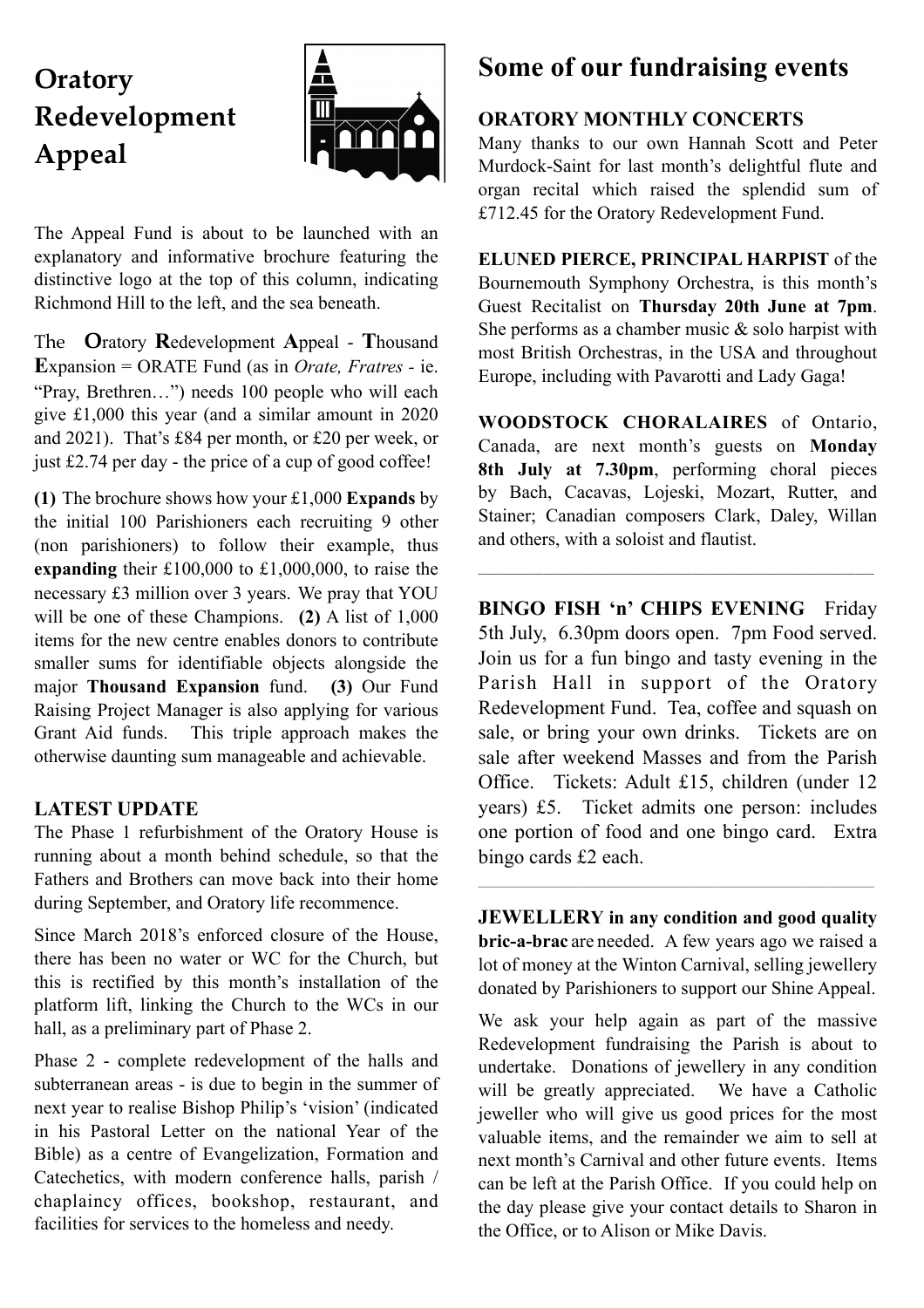# Oratory Redevelopment Appeal

The Appeal Fund is about to be launched with an explanatory and informative brochure featuring the distinctive logo at the top of this column, indicating Richmond Hill to the left, and the sea beneath.

The **O**ratory **R**edevelopment **A**ppeal - **T**housand **E**xpansion = ORATE Fund (as in *Orate, Fratres* - ie. "Pray, Brethren…") needs 100 people who will each give £1,000 this year (and a similar amount in 2020 and 2021). That's £84 per month, or £20 per week, or just £2.74 per day - the price of a cup of good coffee!

**(1)** The brochure shows how your £1,000 **Expands** by the initial 100 Parishioners each recruiting 9 other (non parishioners) to follow their example, thus **expanding** their £100,000 to £1,000,000, to raise the necessary £3 million over 3 years. We pray that YOU will be one of these Champions. **(2)** A list of 1,000 items for the new centre enables donors to contribute smaller sums for identifiable objects alongside the major **Thousand Expansion** fund. **(3)** Our Fund Raising Project Manager is also applying for various Grant Aid funds. This triple approach makes the otherwise daunting sum manageable and achievable.

### LATEST UPDATE

The Phase 1 refurbishment of the Oratory House is running about a month behind schedule, so that the Fathers and Brothers can move back into their home during September, and Oratory life recommence.

Since March 2018's enforced closure of the House, there has been no water or WC for the Church, but this is rectified by this month's installation of the platform lift, linking the Church to the WCs in our hall, as a preliminary part of Phase 2.

Phase 2 - complete redevelopment of the halls and subterranean areas - is due to begin in the summer of next year to realise Bishop Philip's 'vision' (indicated in his Pastoral Letter on the national Year of the Bible) as a centre of Evangelization, Formation and Catechetics, with modern conference halls, parish / chaplaincy offices, bookshop, restaurant, and facilities for services to the homeless and needy.

# Some of our fundraising events

### ORATORY MONTHLY CONCERTS

Many thanks to our own Hannah Scott and Peter Murdock-Saint for last month's delightful flute and organ recital which raised the splendid sum of £712.45 for the Oratory Redevelopment Fund.

**ELUNED PIERCE, PRINCIPAL HARPIST** of the Bournemouth Symphony Orchestra, is this month's Guest Recitalist on **Thursday 20th June at 7pm**. She performs as a chamber music & solo harpist with most British Orchestras, in the USA and throughout Europe, including with Pavarotti and Lady Gaga!

**WOODSTOCK CHORALAIRES** of Ontario, Canada, are next month's guests on **Monday 8th July at 7.30pm**, performing choral pieces by Bach, Cacavas, Lojeski, Mozart, Rutter, and Stainer; Canadian composers Clark, Daley, Willan and others, with a soloist and flautist.

---

**BINGO FISH 'n' CHIPS EVENING** Friday 5th July, 6.30pm doors open. 7pm Food served. Join us for a fun bingo and tasty evening in the Parish Hall in support of the Oratory Redevelopment Fund. Tea, coffee and squash on sale, or bring your own drinks. Tickets are on sale after weekend Masses and from the Parish Office. Tickets: Adult £15, children (under 12 years) £5. Ticket admits one person: includes one portion of food and one bingo card. Extra bingo cards £2 each.

---

**JEWELLERY in any condition and good quality bric-a-brac** are needed. A few years ago we raised a lot of money at the Winton Carnival, selling jewellery donated by Parishioners to support our Shine Appeal.

We ask your help again as part of the massive Redevelopment fundraising the Parish is about to undertake. Donations of jewellery in any condition will be greatly appreciated. We have a Catholic jeweller who will give us good prices for the most valuable items, and the remainder we aim to sell at next month's Carnival and other future events. Items can be left at the Parish Office. If you could help on the day please give your contact details to Sharon in the Office, or to Alison or Mike Davis.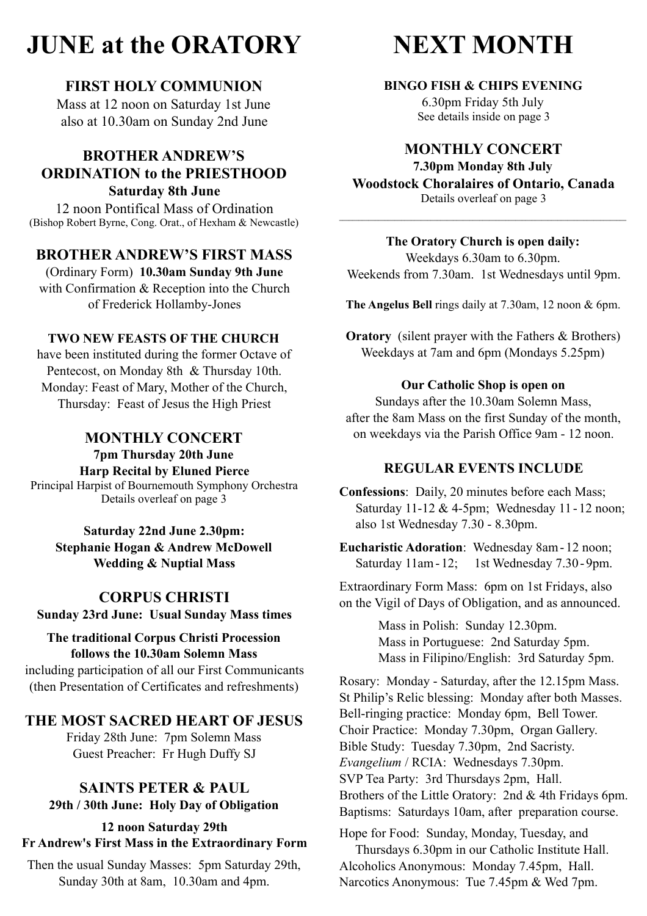# JUNE at the ORATORY

### FIRST HOLY COMMUNION

Mass at 12 noon on Saturday 1st June
also at 10.30am on Sunday 2nd June

### BROTHER ANDREW'S ORDINATION to the PRIESTHOOD

**Saturday 8th June**

12 noon Pontifical Mass of Ordination
(Bishop Robert Byrne, Cong. Orat., of Hexham & Newcastle)

### BROTHER ANDREW'S FIRST MASS

(Ordinary Form) **10.30am Sunday 9th June**
with Confirmation & Reception into the Church of Frederick Hollamby-Jones

**TWO NEW FEASTS OF THE CHURCH**

have been instituted during the former Octave of Pentecost, on Monday 8th & Thursday 10th.
Monday: Feast of Mary, Mother of the Church,
Thursday: Feast of Jesus the High Priest

### MONTHLY CONCERT

**7pm Thursday 20th June**
**Harp Recital by Eluned Pierce**
Principal Harpist of Bournemouth Symphony Orchestra
Details overleaf on page 3

**Saturday 22nd June 2.30pm:**
**Stephanie Hogan & Andrew McDowell**
**Wedding & Nuptial Mass**

### CORPUS CHRISTI

**Sunday 23rd June: Usual Sunday Mass times**

**The traditional Corpus Christi Procession follows the 10.30am Solemn Mass**
including participation of all our First Communicants
(then Presentation of Certificates and refreshments)

### THE MOST SACRED HEART OF JESUS

Friday 28th June: 7pm Solemn Mass
Guest Preacher: Fr Hugh Duffy SJ

### SAINTS PETER & PAUL

**29th / 30th June: Holy Day of Obligation**

**12 noon Saturday 29th**
**Fr Andrew's First Mass in the Extraordinary Form**

Then the usual Sunday Masses: 5pm Saturday 29th, Sunday 30th at 8am, 10.30am and 4pm.

# NEXT MONTH

**BINGO FISH & CHIPS EVENING**

6.30pm Friday 5th July
See details inside on page 3

### MONTHLY CONCERT

**7.30pm Monday 8th July**
**Woodstock Choralaires of Ontario, Canada**
Details overleaf on page 3

---

**The Oratory Church is open daily:**
Weekdays 6.30am to 6.30pm.
Weekends from 7.30am. 1st Wednesdays until 9pm.

**The Angelus Bell** rings daily at 7.30am, 12 noon & 6pm.

**Oratory** (silent prayer with the Fathers & Brothers)
Weekdays at 7am and 6pm (Mondays 5.25pm)

**Our Catholic Shop is open on**
Sundays after the 10.30am Solemn Mass,
after the 8am Mass on the first Sunday of the month,
on weekdays via the Parish Office 9am - 12 noon.

### REGULAR EVENTS INCLUDE

**Confessions**: Daily, 20 minutes before each Mass; Saturday 11-12 & 4-5pm; Wednesday 11 - 12 noon; also 1st Wednesday 7.30 - 8.30pm.

**Eucharistic Adoration**: Wednesday 8am - 12 noon; Saturday 11am - 12; 1st Wednesday 7.30 - 9pm.

Extraordinary Form Mass: 6pm on 1st Fridays, also on the Vigil of Days of Obligation, and as announced.

Mass in Polish: Sunday 12.30pm.
Mass in Portuguese: 2nd Saturday 5pm.
Mass in Filipino/English: 3rd Saturday 5pm.

Rosary: Monday - Saturday, after the 12.15pm Mass.
St Philip's Relic blessing: Monday after both Masses.
Bell-ringing practice: Monday 6pm, Bell Tower.
Choir Practice: Monday 7.30pm, Organ Gallery.
Bible Study: Tuesday 7.30pm, 2nd Sacristy.
*Evangelium* / RCIA: Wednesdays 7.30pm.
SVP Tea Party: 3rd Thursdays 2pm, Hall.
Brothers of the Little Oratory: 2nd & 4th Fridays 6pm.
Baptisms: Saturdays 10am, after preparation course.

Hope for Food: Sunday, Monday, Tuesday, and Thursdays 6.30pm in our Catholic Institute Hall.
Alcoholics Anonymous: Monday 7.45pm, Hall.
Narcotics Anonymous: Tue 7.45pm & Wed 7pm.